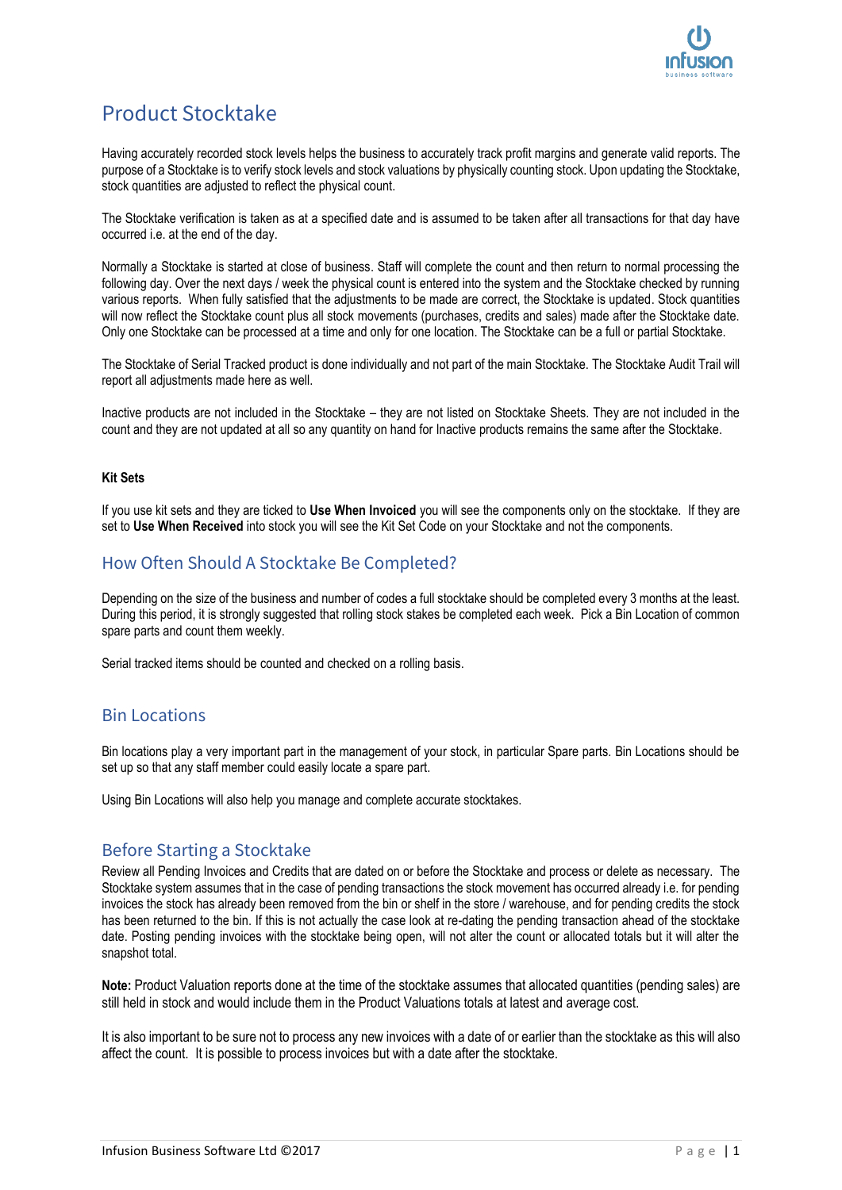# Product Stocktake

Having accurately recorded stock levels helps the business to accurately track profit margins and generate valid reports. The purpose of a Stocktake is to verify stock levels and stock valuations by physically counting stock. Upon updating the Stocktake, stock quantities are adjusted to reflect the physical count.

The Stocktake verification is taken as at a specified date and is assumed to be taken after all transactions for that day have occurred i.e. at the end of the day.

Normally a Stocktake is started at close of business. Staff will complete the count and then return to normal processing the following day. Over the next days / week the physical count is entered into the system and the Stocktake checked by running various reports. When fully satisfied that the adjustments to be made are correct, the Stocktake is updated. Stock quantities will now reflect the Stocktake count plus all stock movements (purchases, credits and sales) made after the Stocktake date. Only one Stocktake can be processed at a time and only for one location. The Stocktake can be a full or partial Stocktake.

The Stocktake of Serial Tracked product is done individually and not part of the main Stocktake. The Stocktake Audit Trail will report all adjustments made here as well.

Inactive products are not included in the Stocktake – they are not listed on Stocktake Sheets. They are not included in the count and they are not updated at all so any quantity on hand for Inactive products remains the same after the Stocktake.

### Kit Sets

If you use kit sets and they are ticked to **Use When Invoiced** you will see the components only on the stocktake. If they are set to **Use When Received** into stock you will see the Kit Set Code on your Stocktake and not the components.

## How Often Should A Stocktake Be Completed?

Depending on the size of the business and number of codes a full stocktake should be completed every 3 months at the least. During this period, it is strongly suggested that rolling stock stakes be completed each week. Pick a Bin Location of common spare parts and count them weekly.

Serial tracked items should be counted and checked on a rolling basis.

## Bin Locations

Bin locations play a very important part in the management of your stock, in particular Spare parts. Bin Locations should be set up so that any staff member could easily locate a spare part.

Using Bin Locations will also help you manage and complete accurate stocktakes.

## Before Starting a Stocktake

Review all Pending Invoices and Credits that are dated on or before the Stocktake and process or delete as necessary. The Stocktake system assumes that in the case of pending transactions the stock movement has occurred already i.e. for pending invoices the stock has already been removed from the bin or shelf in the store / warehouse, and for pending credits the stock has been returned to the bin. If this is not actually the case look at re-dating the pending transaction ahead of the stocktake date. Posting pending invoices with the stocktake being open, will not alter the count or allocated totals but it will alter the snapshot total.

**Note:** Product Valuation reports done at the time of the stocktake assumes that allocated quantities (pending sales) are still held in stock and would include them in the Product Valuations totals at latest and average cost.

It is also important to be sure not to process any new invoices with a date of or earlier than the stocktake as this will also affect the count. It is possible to process invoices but with a date after the stocktake.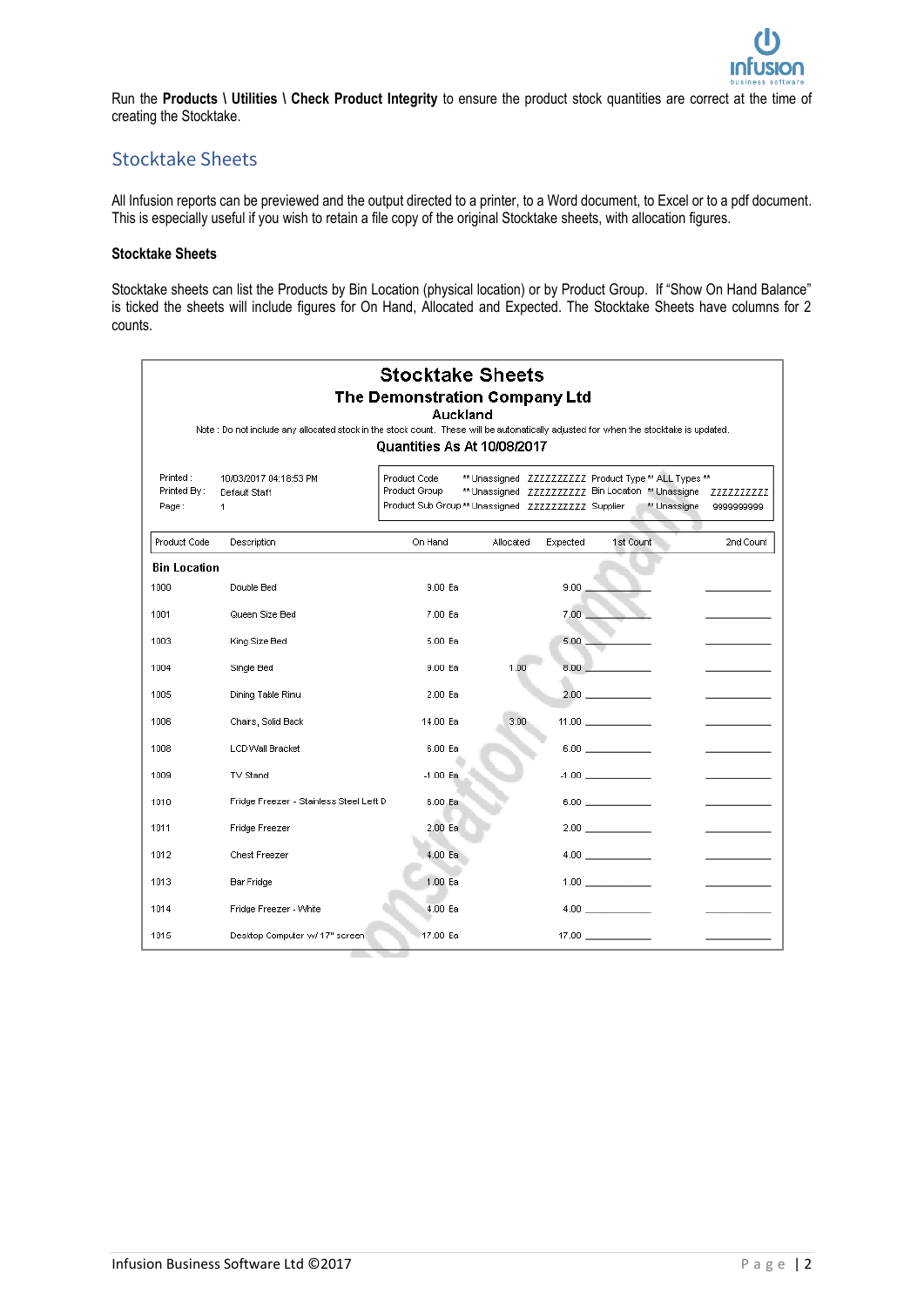Run the **Products \ Utilities \ Check Product Integrity** to ensure the product stock quantities are correct at the time of creating the Stocktake.

## Stocktake Sheets

All Infusion reports can be previewed and the output directed to a printer, to a Word document, to Excel or to a pdf document. This is especially useful if you wish to retain a file copy of the original Stocktake sheets, with allocation figures.

### Stocktake Sheets

Stocktake sheets can list the Products by Bin Location (physical location) or by Product Group. If "Show On Hand Balance" is ticked the sheets will include figures for On Hand, Allocated and Expected. The Stocktake Sheets have columns for 2 counts.

**Stocktake Sheets**
**The Demonstration Company Ltd**
**Auckland**

Note : Do not include any allocated stock in the stock count. These will be automatically adjusted for when the stocktake is updated.

**Quantities As At 10/08/2017**

Printed : 10/03/2017 04:18:53 PM
Printed By : Default Staff
Page : 1

| | | | | | |
|---|---|---|---|---|---|
| Product Code | ** Unassigned | ZZZZZZZZZZ | Product Type | ** ALL Types ** | |
| Product Group | ** Unassigned | ZZZZZZZZZZ | Bin Location | ** Unassigne | ZZZZZZZZZZ |
| Product Sub Group | ** Unassigned | ZZZZZZZZZZ | Supplier | ** Unassigne | 9999999999 |

| Product Code | Description | On Hand | Allocated | Expected | 1st Count | 2nd Count |
|---|---|---|---|---|---|---|
| **Bin Location** | | | | | | |
| 1000 | Double Bed | 9.00 Ea | | 9.00 | | |
| 1001 | Queen Size Bed | 7.00 Ea | | 7.00 | | |
| 1003 | King Size Bed | 5.00 Ea | | 5.00 | | |
| 1004 | Single Bed | 9.00 Ea | 1.00 | 8.00 | | |
| 1005 | Dining Table Rimu | 2.00 Ea | | 2.00 | | |
| 1006 | Chairs, Solid Back | 14.00 Ea | 3.00 | 11.00 | | |
| 1008 | LCD Wall Bracket | 6.00 Ea | | 6.00 | | |
| 1009 | TV Stand | -1.00 Ea | | -1.00 | | |
| 1010 | Fridge Freezer - Stainless Steel Left D | 6.00 Ea | | 6.00 | | |
| 1011 | Fridge Freezer | 2.00 Ea | | 2.00 | | |
| 1012 | Chest Freezer | 4.00 Ea | | 4.00 | | |
| 1013 | Bar Fridge | 1.00 Ea | | 1.00 | | |
| 1014 | Fridge Freezer - White | 4.00 Ea | | 4.00 | | |
| 1015 | Desktop Computer w/ 17" screen | 17.00 Ea | | 17.00 | | |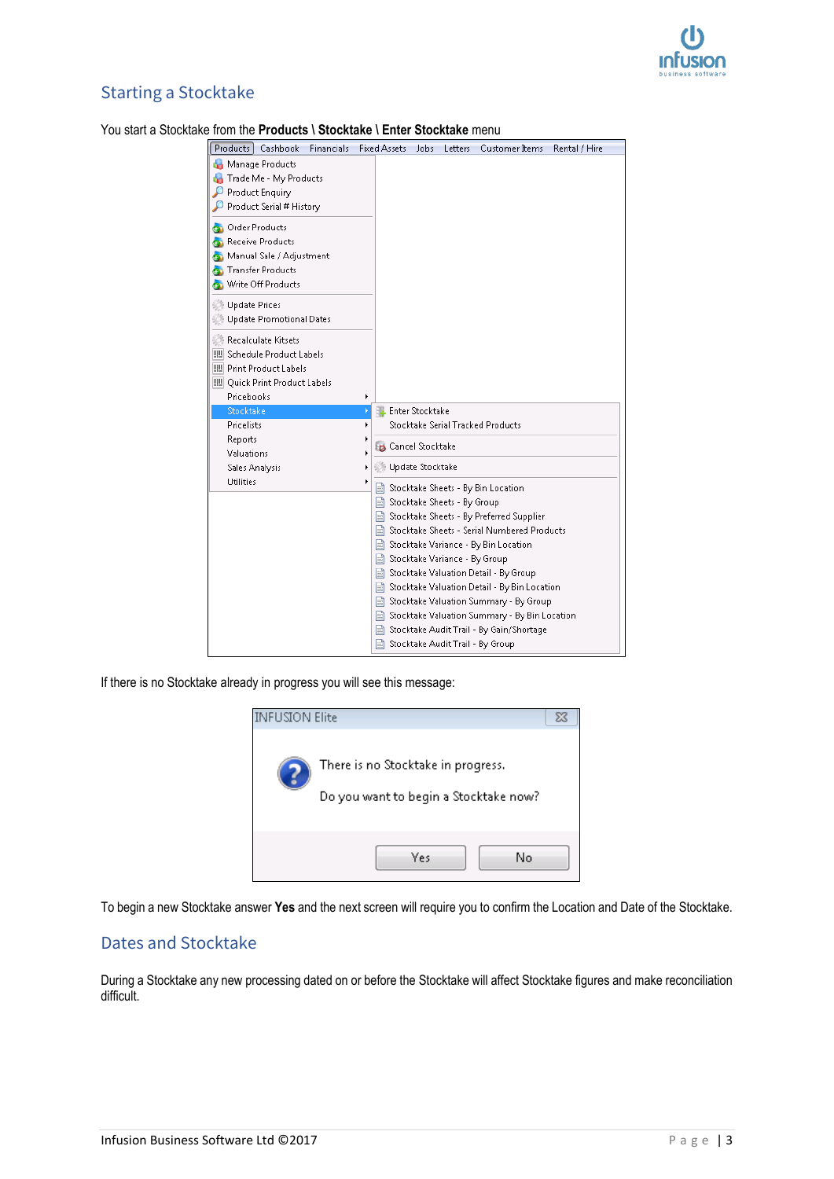## Starting a Stocktake

You start a Stocktake from the **Products \ Stocktake \ Enter Stocktake** menu

If there is no Stocktake already in progress you will see this message:

To begin a new Stocktake answer **Yes** and the next screen will require you to confirm the Location and Date of the Stocktake.

## Dates and Stocktake

During a Stocktake any new processing dated on or before the Stocktake will affect Stocktake figures and make reconciliation difficult.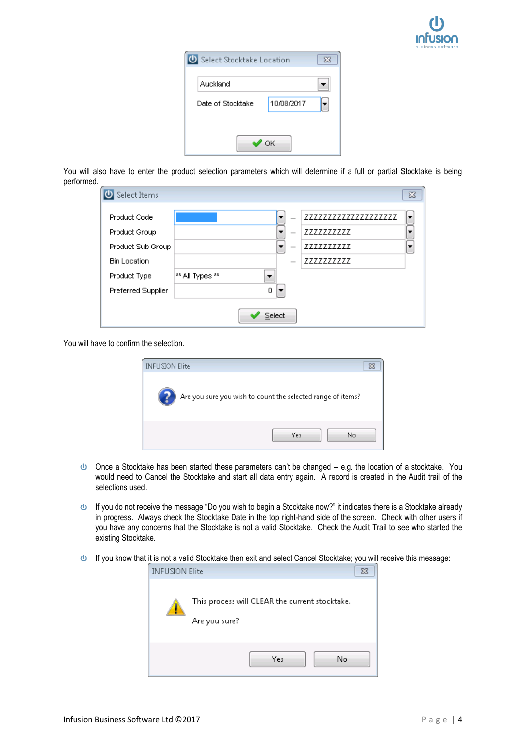You will also have to enter the product selection parameters which will determine if a full or partial Stocktake is being performed.

You will have to confirm the selection.

- Once a Stocktake has been started these parameters can't be changed – e.g. the location of a stocktake. You would need to Cancel the Stocktake and start all data entry again. A record is created in the Audit trail of the selections used.
- If you do not receive the message "Do you wish to begin a Stocktake now?" it indicates there is a Stocktake already in progress. Always check the Stocktake Date in the top right-hand side of the screen. Check with other users if you have any concerns that the Stocktake is not a valid Stocktake. Check the Audit Trail to see who started the existing Stocktake.
- If you know that it is not a valid Stocktake then exit and select Cancel Stocktake; you will receive this message: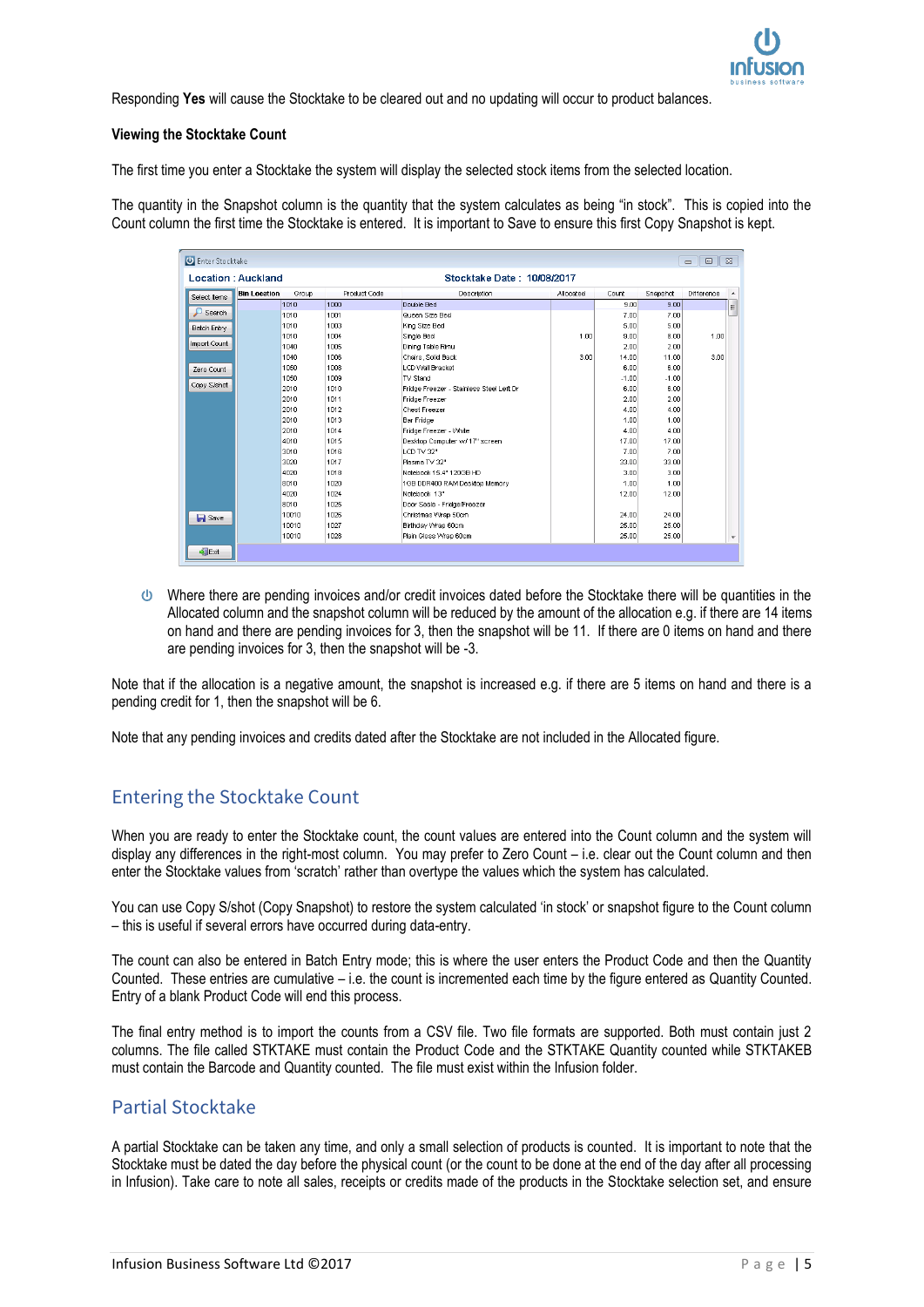Responding **Yes** will cause the Stocktake to be cleared out and no updating will occur to product balances.

**Viewing the Stocktake Count**

The first time you enter a Stocktake the system will display the selected stock items from the selected location.

The quantity in the Snapshot column is the quantity that the system calculates as being "in stock". This is copied into the Count column the first time the Stocktake is entered. It is important to Save to ensure this first Copy Snapshot is kept.

Enter Stocktake

Location : Auckland — Stocktake Date : 10/08/2017

| Bin Location | Group | Product Code | Description | Allocated | Count | Snapshot | Difference |
|---|---|---|---|---|---|---|---|
| | 1010 | 1000 | Double Bed | | 9.00 | 9.00 | |
| | 1010 | 1001 | Queen Size Bed | | 7.00 | 7.00 | |
| | 1010 | 1003 | King Size Bed | | 5.00 | 5.00 | |
| | 1010 | 1004 | Single Bed | 1.00 | 9.00 | 8.00 | 1.00 |
| | 1040 | 1005 | Dining Table Rimu | | 2.00 | 2.00 | |
| | 1040 | 1006 | Chairs, Solid Back | 3.00 | 14.00 | 11.00 | 3.00 |
| | 1050 | 1008 | LCD Wall Bracket | | 6.00 | 6.00 | |
| | 1050 | 1009 | TV Stand | | -1.00 | -1.00 | |
| | 2010 | 1010 | Fridge Freezer - Stainless Steel Left Dr | | 6.00 | 6.00 | |
| | 2010 | 1011 | Fridge Freezer | | 2.00 | 2.00 | |
| | 2010 | 1012 | Chest Freezer | | 4.00 | 4.00 | |
| | 2010 | 1013 | Bar Fridge | | 1.00 | 1.00 | |
| | 2010 | 1014 | Fridge Freezer - White | | 4.00 | 4.00 | |
| | 4010 | 1015 | Desktop Computer w/ 17" screen | | 17.00 | 17.00 | |
| | 3010 | 1016 | LCD TV 32" | | 7.00 | 7.00 | |
| | 3020 | 1017 | Plasma TV 32" | | 33.00 | 33.00 | |
| | 4020 | 1018 | Notebook 15.4" 120GB HD | | 3.00 | 3.00 | |
| | 8010 | 1020 | 1GB DDR400 RAM Desktop Memory | | 1.00 | 1.00 | |
| | 4020 | 1024 | Notebook 13" | | 12.00 | 12.00 | |
| | 8010 | 1025 | Door Seals - Fridge/Freezer | | | | |
| | 10010 | 1026 | Christmas Wrap 50cm | | 24.00 | 24.00 | |
| | 10010 | 1027 | Birthday Wrap 60cm | | 25.00 | 25.00 | |
| | 10010 | 1028 | Plain Gloss Wrap 60cm | | 25.00 | 25.00 | |

Buttons: Select Items, Search, Batch Entry, Import Count, Zero Count, Copy S/shot, Save, Exit

- Where there are pending invoices and/or credit invoices dated before the Stocktake there will be quantities in the Allocated column and the snapshot column will be reduced by the amount of the allocation e.g. if there are 14 items on hand and there are pending invoices for 3, then the snapshot will be 11. If there are 0 items on hand and there are pending invoices for 3, then the snapshot will be -3.

Note that if the allocation is a negative amount, the snapshot is increased e.g. if there are 5 items on hand and there is a pending credit for 1, then the snapshot will be 6.

Note that any pending invoices and credits dated after the Stocktake are not included in the Allocated figure.

## Entering the Stocktake Count

When you are ready to enter the Stocktake count, the count values are entered into the Count column and the system will display any differences in the right-most column. You may prefer to Zero Count – i.e. clear out the Count column and then enter the Stocktake values from 'scratch' rather than overtype the values which the system has calculated.

You can use Copy S/shot (Copy Snapshot) to restore the system calculated 'in stock' or snapshot figure to the Count column – this is useful if several errors have occurred during data-entry.

The count can also be entered in Batch Entry mode; this is where the user enters the Product Code and then the Quantity Counted. These entries are cumulative – i.e. the count is incremented each time by the figure entered as Quantity Counted. Entry of a blank Product Code will end this process.

The final entry method is to import the counts from a CSV file. Two file formats are supported. Both must contain just 2 columns. The file called STKTAKE must contain the Product Code and the STKTAKE Quantity counted while STKTAKEB must contain the Barcode and Quantity counted. The file must exist within the Infusion folder.

## Partial Stocktake

A partial Stocktake can be taken any time, and only a small selection of products is counted. It is important to note that the Stocktake must be dated the day before the physical count (or the count to be done at the end of the day after all processing in Infusion). Take care to note all sales, receipts or credits made of the products in the Stocktake selection set, and ensure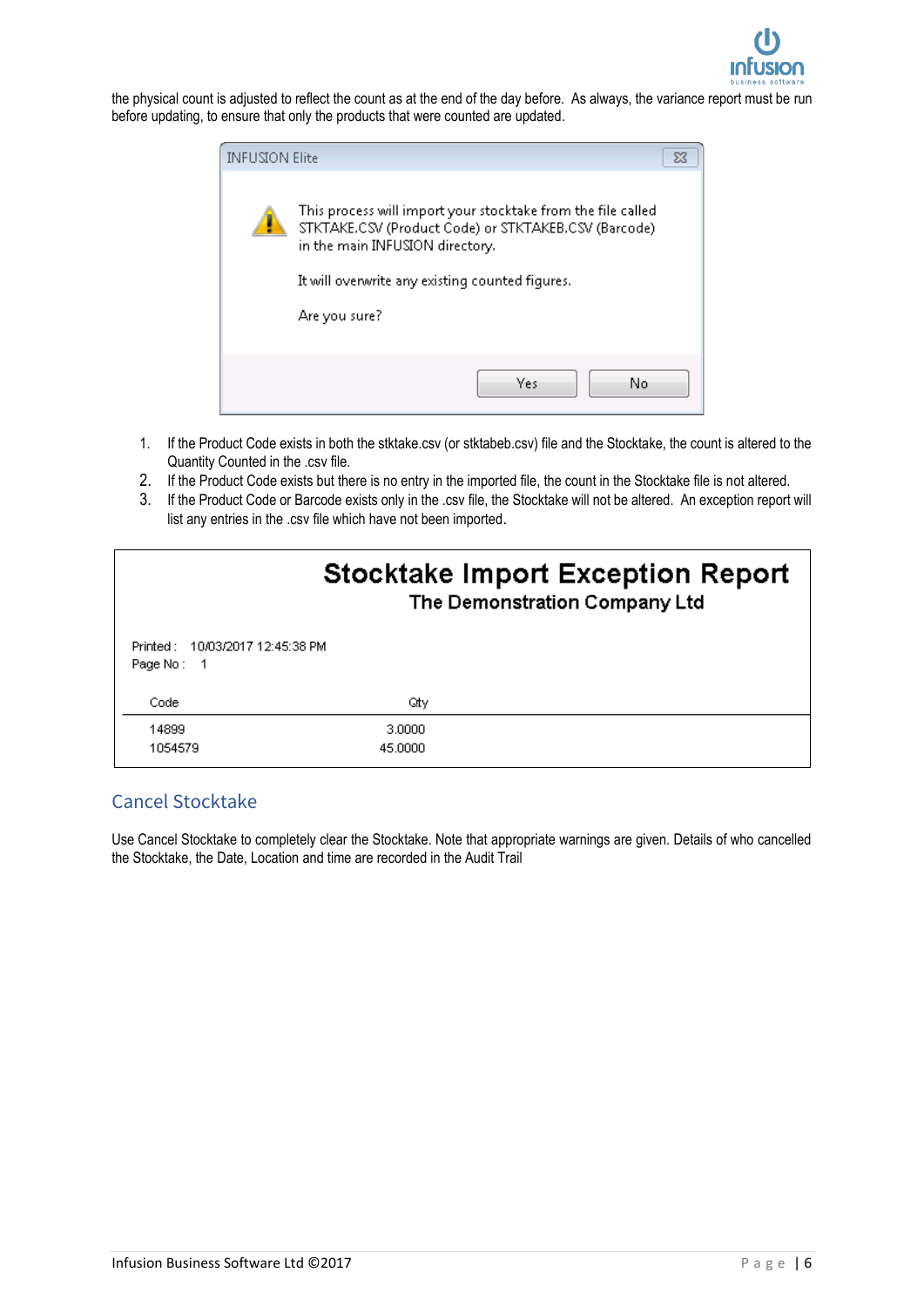the physical count is adjusted to reflect the count as at the end of the day before. As always, the variance report must be run before updating, to ensure that only the products that were counted are updated.

INFUSION Elite

This process will import your stocktake from the file called STKTAKE.CSV (Product Code) or STKTAKEB.CSV (Barcode) in the main INFUSION directory.

It will overwrite any existing counted figures.

Are you sure?

Yes No

1. If the Product Code exists in both the stktake.csv (or stktabeb.csv) file and the Stocktake, the count is altered to the Quantity Counted in the .csv file.
2. If the Product Code exists but there is no entry in the imported file, the count in the Stocktake file is not altered.
3. If the Product Code or Barcode exists only in the .csv file, the Stocktake will not be altered. An exception report will list any entries in the .csv file which have not been imported.

**Stocktake Import Exception Report**
**The Demonstration Company Ltd**

Printed : 10/03/2017 12:45:38 PM
Page No : 1

| Code | Qty |
|---|---|
| 14899 | 3.0000 |
| 1054579 | 45.0000 |

## Cancel Stocktake

Use Cancel Stocktake to completely clear the Stocktake. Note that appropriate warnings are given. Details of who cancelled the Stocktake, the Date, Location and time are recorded in the Audit Trail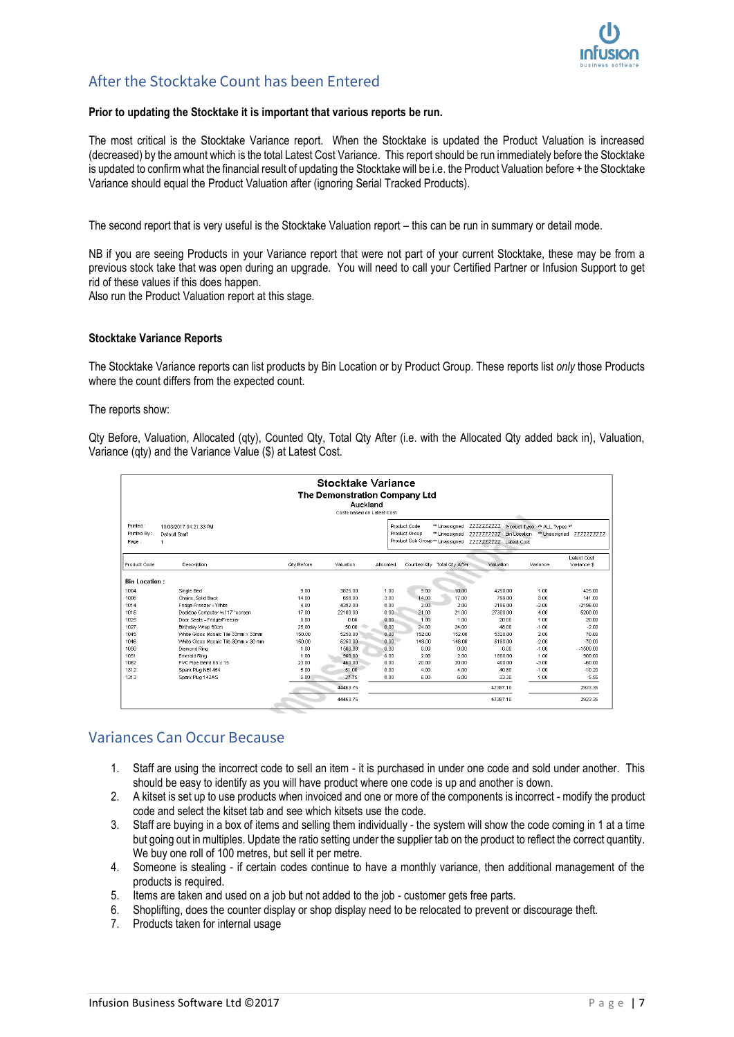## After the Stocktake Count has been Entered

**Prior to updating the Stocktake it is important that various reports be run.**

The most critical is the Stocktake Variance report. When the Stocktake is updated the Product Valuation is increased (decreased) by the amount which is the total Latest Cost Variance. This report should be run immediately before the Stocktake is updated to confirm what the financial result of updating the Stocktake will be i.e. the Product Valuation before + the Stocktake Variance should equal the Product Valuation after (ignoring Serial Tracked Products).

The second report that is very useful is the Stocktake Valuation report – this can be run in summary or detail mode.

NB if you are seeing Products in your Variance report that were not part of your current Stocktake, these may be from a previous stock take that was open during an upgrade. You will need to call your Certified Partner or Infusion Support to get rid of these values if this does happen.
Also run the Product Valuation report at this stage.

**Stocktake Variance Reports**

The Stocktake Variance reports can list products by Bin Location or by Product Group. These reports list *only* those Products where the count differs from the expected count.

The reports show:

Qty Before, Valuation, Allocated (qty), Counted Qty, Total Qty After (i.e. with the Allocated Qty added back in), Valuation, Variance (qty) and the Variance Value ($) at Latest Cost.

**Stocktake Variance**
**The Demonstration Company Ltd**
**Auckland**
Costs based on Latest Cost

Printed : 10/03/2017 04:21:33 PM
Printed By : Default Staff
Page : 1

Product Code ** Unassigned ZZZZZZZZZZ Product Type ** ALL Types **
Product Group ** Unassigned ZZZZZZZZZZ Bin Location ** Unassigned ZZZZZZZZZZ
Product Sub Group ** Unassigned ZZZZZZZZZZ Latest Cost

| Product Code | Description | Qty Before | Valuation | Allocated | Counted Qty | Total Qty After | Valuation | Variance | Latest Cost Variance $ |
|---|---|---|---|---|---|---|---|---|---|
| **Bin Location :** | | | | | | | | | |
| 1004 | Single Bed | 9.00 | 3825.00 | 1.00 | 9.00 | 10.00 | 4250.00 | 1.00 | 425.00 |
| 1006 | Chairs, Solid Back | 14.00 | 658.00 | 3.00 | 14.00 | 17.00 | 799.00 | 3.00 | 141.00 |
| 1014 | Fridge Freezer - White | 4.00 | 4392.00 | 0.00 | 2.00 | 2.00 | 2196.00 | -2.00 | -2196.00 |
| 1015 | Desktop Computer w/17" screen | 17.00 | 22100.00 | 0.00 | 21.00 | 21.00 | 27300.00 | 4.00 | 5200.00 |
| 1026 | Door Seals - Fridge/Freezer | 0.00 | 0.00 | 0.00 | 1.00 | 1.00 | 20.00 | 1.00 | 20.00 |
| 1027 | Birthday Wrap 60cm | 25.00 | 50.00 | 0.00 | 24.00 | 24.00 | 48.00 | -1.00 | -2.00 |
| 1045 | White Gloss Mosaic Tile 33mm x 33mm | 150.00 | 5250.00 | 0.00 | 152.00 | 152.00 | 5320.00 | 2.00 | 70.00 |
| 1046 | White Gloss Mosaic Tile 30mm x 30 mm | 150.00 | 5250.00 | 0.00 | 148.00 | 148.00 | 5180.00 | -2.00 | -70.00 |
| 1050 | Diamond Ring | 1.00 | 1500.00 | 0.00 | 0.00 | 0.00 | 0.00 | -1.00 | -1500.00 |
| 1051 | Emerald Ring | 1.00 | 900.00 | 0.00 | 2.00 | 2.00 | 1800.00 | 1.00 | 900.00 |
| 1062 | PVC Pipe Bend 65 x 15 | 23.00 | 460.00 | 0.00 | 20.00 | 20.00 | 400.00 | -3.00 | -60.00 |
| 1312 | Spark Plug NB1454 | 5.00 | 51.00 | 0.00 | 4.00 | 4.00 | 40.80 | -1.00 | -10.20 |
| 1313 | Spark Plug 142AS | 5.00 | 27.75 | 0.00 | 6.00 | 6.00 | 33.30 | 1.00 | 5.55 |
| | | | 44463.75 | | | | 47387.10 | | 2923.35 |
| | | | 44463.75 | | | | 47387.10 | | 2923.35 |

## Variances Can Occur Because

1. Staff are using the incorrect code to sell an item - it is purchased in under one code and sold under another. This should be easy to identify as you will have product where one code is up and another is down.
2. A kitset is set up to use products when invoiced and one or more of the components is incorrect - modify the product code and select the kitset tab and see which kitsets use the code.
3. Staff are buying in a box of items and selling them individually - the system will show the code coming in 1 at a time but going out in multiples. Update the ratio setting under the supplier tab on the product to reflect the correct quantity. We buy one roll of 100 metres, but sell it per metre.
4. Someone is stealing - if certain codes continue to have a monthly variance, then additional management of the products is required.
5. Items are taken and used on a job but not added to the job - customer gets free parts.
6. Shoplifting, does the counter display or shop display need to be relocated to prevent or discourage theft.
7. Products taken for internal usage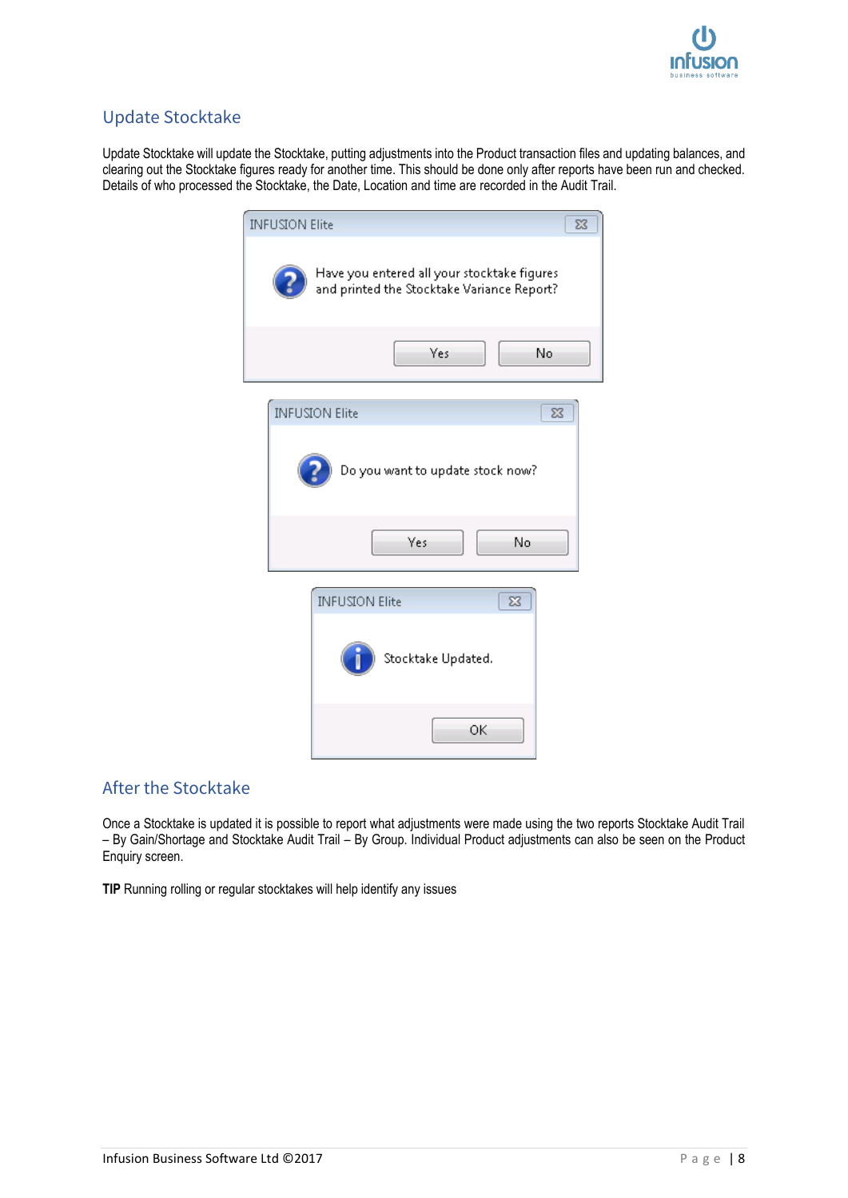## Update Stocktake

Update Stocktake will update the Stocktake, putting adjustments into the Product transaction files and updating balances, and clearing out the Stocktake figures ready for another time. This should be done only after reports have been run and checked. Details of who processed the Stocktake, the Date, Location and time are recorded in the Audit Trail.

## After the Stocktake

Once a Stocktake is updated it is possible to report what adjustments were made using the two reports Stocktake Audit Trail – By Gain/Shortage and Stocktake Audit Trail – By Group. Individual Product adjustments can also be seen on the Product Enquiry screen.

**TIP** Running rolling or regular stocktakes will help identify any issues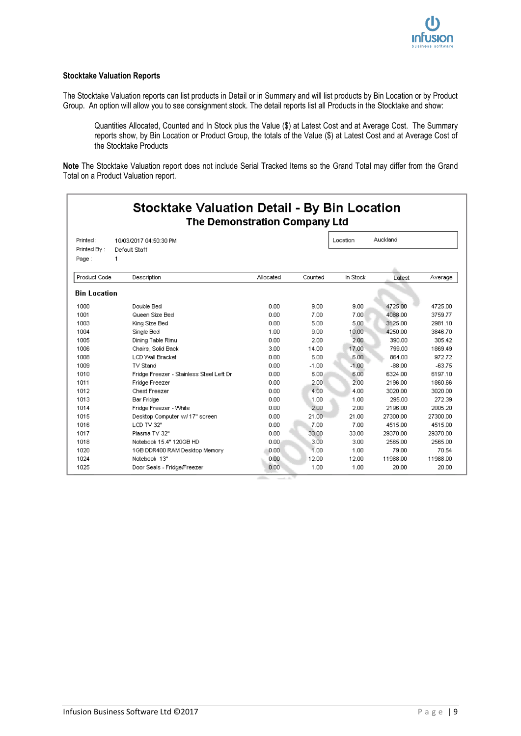### Stocktake Valuation Reports

The Stocktake Valuation reports can list products in Detail or in Summary and will list products by Bin Location or by Product Group. An option will allow you to see consignment stock. The detail reports list all Products in the Stocktake and show:

> Quantities Allocated, Counted and In Stock plus the Value ($) at Latest Cost and at Average Cost. The Summary reports show, by Bin Location or Product Group, the totals of the Value ($) at Latest Cost and at Average Cost of the Stocktake Products

**Note** The Stocktake Valuation report does not include Serial Tracked Items so the Grand Total may differ from the Grand Total on a Product Valuation report.

## Stocktake Valuation Detail - By Bin Location

### The Demonstration Company Ltd

Printed : 10/03/2017 04:50:30 PM

Printed By : Default Staff

Page : 1

Location: Auckland

**Bin Location**

| Product Code | Description | Allocated | Counted | In Stock | Latest | Average |
|---|---|---|---|---|---|---|
| 1000 | Double Bed | 0.00 | 9.00 | 9.00 | 4725.00 | 4725.00 |
| 1001 | Queen Size Bed | 0.00 | 7.00 | 7.00 | 4088.00 | 3759.77 |
| 1003 | King Size Bed | 0.00 | 5.00 | 5.00 | 3125.00 | 2981.10 |
| 1004 | Single Bed | 1.00 | 9.00 | 10.00 | 4250.00 | 3846.70 |
| 1005 | Dining Table Rimu | 0.00 | 2.00 | 2.00 | 390.00 | 305.42 |
| 1006 | Chairs, Solid Back | 3.00 | 14.00 | 17.00 | 799.00 | 1869.49 |
| 1008 | LCD Wall Bracket | 0.00 | 6.00 | 6.00 | 864.00 | 972.72 |
| 1009 | TV Stand | 0.00 | -1.00 | -1.00 | -88.00 | -63.75 |
| 1010 | Fridge Freezer - Stainless Steel Left Dr | 0.00 | 6.00 | 6.00 | 6324.00 | 6197.10 |
| 1011 | Fridge Freezer | 0.00 | 2.00 | 2.00 | 2196.00 | 1860.66 |
| 1012 | Chest Freezer | 0.00 | 4.00 | 4.00 | 3020.00 | 3020.00 |
| 1013 | Bar Fridge | 0.00 | 1.00 | 1.00 | 295.00 | 272.39 |
| 1014 | Fridge Freezer - White | 0.00 | 2.00 | 2.00 | 2196.00 | 2005.20 |
| 1015 | Desktop Computer w/ 17" screen | 0.00 | 21.00 | 21.00 | 27300.00 | 27300.00 |
| 1016 | LCD TV 32" | 0.00 | 7.00 | 7.00 | 4515.00 | 4515.00 |
| 1017 | Plasma TV 32" | 0.00 | 33.00 | 33.00 | 29370.00 | 29370.00 |
| 1018 | Notebook 15.4" 120GB HD | 0.00 | 3.00 | 3.00 | 2565.00 | 2565.00 |
| 1020 | 1GB DDR400 RAM Desktop Memory | 0.00 | 1.00 | 1.00 | 79.00 | 70.54 |
| 1024 | Notebook 13" | 0.00 | 12.00 | 12.00 | 11988.00 | 11988.00 |
| 1025 | Door Seals - Fridge/Freezer | 0.00 | 1.00 | 1.00 | 20.00 | 20.00 |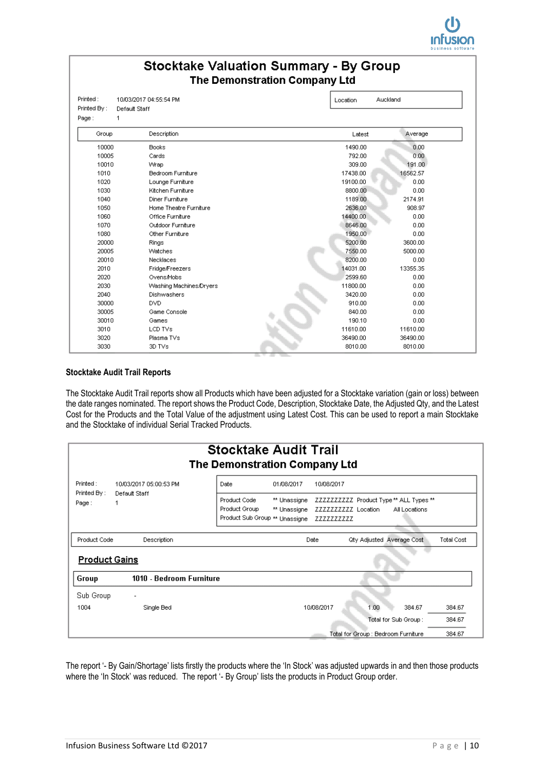## Stocktake Valuation Summary - By Group

### The Demonstration Company Ltd

Printed : 10/03/2017 04:55:54 PM
Printed By : Default Staff
Page : 1

Location: Auckland

| Group | Description | Latest | Average |
|---|---|---|---|
| 10000 | Books | 1490.00 | 0.00 |
| 10005 | Cards | 792.00 | 0.00 |
| 10010 | Wrap | 309.00 | 191.00 |
| 1010 | Bedroom Furniture | 17438.00 | 16562.57 |
| 1020 | Lounge Furniture | 19100.00 | 0.00 |
| 1030 | Kitchen Furniture | 8800.00 | 0.00 |
| 1040 | Diner Furniture | 1189.00 | 2174.91 |
| 1050 | Home Theatre Furniture | 2636.00 | 908.97 |
| 1060 | Office Furniture | 14400.00 | 0.00 |
| 1070 | Outdoor Furniture | 8646.00 | 0.00 |
| 1080 | Other Furniture | 1950.00 | 0.00 |
| 20000 | Rings | 5200.00 | 3600.00 |
| 20005 | Watches | 7550.00 | 5000.00 |
| 20010 | Necklaces | 8200.00 | 0.00 |
| 2010 | Fridge/Freezers | 14031.00 | 13355.35 |
| 2020 | Ovens/Hobs | 2599.60 | 0.00 |
| 2030 | Washing Machines/Dryers | 11800.00 | 0.00 |
| 2040 | Dishwashers | 3420.00 | 0.00 |
| 30000 | DVD | 910.00 | 0.00 |
| 30005 | Game Console | 840.00 | 0.00 |
| 30010 | Games | 190.10 | 0.00 |
| 3010 | LCD TVs | 11610.00 | 11610.00 |
| 3020 | Plasma TVs | 36490.00 | 36490.00 |
| 3030 | 3D TVs | 8010.00 | 8010.00 |

**Stocktake Audit Trail Reports**

The Stocktake Audit Trail reports show all Products which have been adjusted for a Stocktake variation (gain or loss) between the date ranges nominated. The report shows the Product Code, Description, Stocktake Date, the Adjusted Qty, and the Latest Cost for the Products and the Total Value of the adjustment using Latest Cost. This can be used to report a main Stocktake and the Stocktake of individual Serial Tracked Products.

## Stocktake Audit Trail

### The Demonstration Company Ltd

Printed : 10/03/2017 05:00:53 PM
Printed By : Default Staff
Page : 1

Date 01/08/2017 10/08/2017
Product Code ** Unassigne ZZZZZZZZZZ Product Type ** ALL Types **
Product Group ** Unassigne ZZZZZZZZZZ Location All Locations
Product Sub Group ** Unassigne ZZZZZZZZZZ

| Product Code | Description | Date | Qty Adjusted | Average Cost | Total Cost |
|---|---|---|---|---|---|
| **Product Gains** | | | | | |
| **Group** | **1010 - Bedroom Furniture** | | | | |
| Sub Group | - | | | | |
| 1004 | Single Bed | 10/08/2017 | 1.00 | 384.67 | 384.67 |
| | | | Total for Sub Group : | | 384.67 |
| | | | Total for Group : Bedroom Furniture | | 384.67 |

The report '- By Gain/Shortage' lists firstly the products where the 'In Stock' was adjusted upwards in and then those products where the 'In Stock' was reduced. The report '- By Group' lists the products in Product Group order.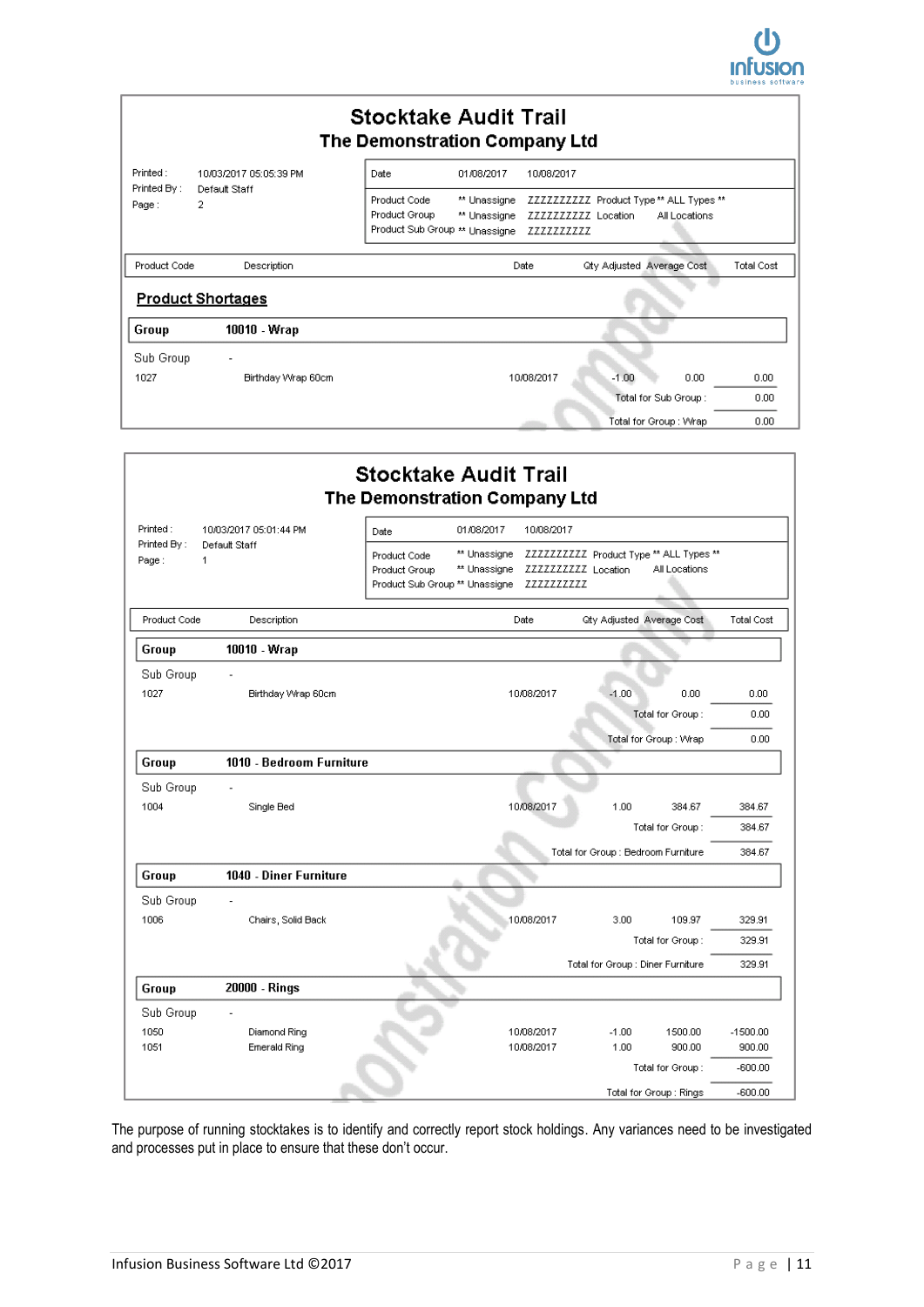## Stocktake Audit Trail

### The Demonstration Company Ltd

Printed : 10/03/2017 05:05:39 PM
Printed By : Default Staff
Page : 2

| | | | |
|---|---|---|---|
| Date | 01/08/2017 | 10/08/2017 | |
| Product Code | ** Unassigne | ZZZZZZZZZZ | Product Type ** ALL Types ** |
| Product Group | ** Unassigne | ZZZZZZZZZZ | Location All Locations |
| Product Sub Group | ** Unassigne | ZZZZZZZZZZ | |

| Product Code | Description | Date | Qty Adjusted | Average Cost | Total Cost |
|---|---|---|---|---|---|

**Product Shortages**

| Product Code | Description | Date | Qty Adjusted | Average Cost | Total Cost |
|---|---|---|---|---|---|
| **Group** | **10010 - Wrap** | | | | |
| Sub Group | - | | | | |
| 1027 | Birthday Wrap 60cm | 10/08/2017 | -1.00 | 0.00 | 0.00 |
| | | | | Total for Sub Group : | 0.00 |
| | | | | Total for Group : Wrap | 0.00 |

## Stocktake Audit Trail

### The Demonstration Company Ltd

Printed : 10/03/2017 05:01:44 PM
Printed By : Default Staff
Page : 1

| | | | |
|---|---|---|---|
| Date | 01/08/2017 | 10/08/2017 | |
| Product Code | ** Unassigne | ZZZZZZZZZZ | Product Type ** ALL Types ** |
| Product Group | ** Unassigne | ZZZZZZZZZZ | Location All Locations |
| Product Sub Group | ** Unassigne | ZZZZZZZZZZ | |

| Product Code | Description | Date | Qty Adjusted | Average Cost | Total Cost |
|---|---|---|---|---|---|
| **Group** | **10010 - Wrap** | | | | |
| Sub Group | - | | | | |
| 1027 | Birthday Wrap 60cm | 10/08/2017 | -1.00 | 0.00 | 0.00 |
| | | | | Total for Group : | 0.00 |
| | | | | Total for Group : Wrap | 0.00 |
| **Group** | **1010 - Bedroom Furniture** | | | | |
| Sub Group | - | | | | |
| 1004 | Single Bed | 10/08/2017 | 1.00 | 384.67 | 384.67 |
| | | | | Total for Group : | 384.67 |
| | | | | Total for Group : Bedroom Furniture | 384.67 |
| **Group** | **1040 - Diner Furniture** | | | | |
| Sub Group | - | | | | |
| 1006 | Chairs, Solid Back | 10/08/2017 | 3.00 | 109.97 | 329.91 |
| | | | | Total for Group : | 329.91 |
| | | | | Total for Group : Diner Furniture | 329.91 |
| **Group** | **20000 - Rings** | | | | |
| Sub Group | - | | | | |
| 1050 | Diamond Ring | 10/08/2017 | -1.00 | 1500.00 | -1500.00 |
| 1051 | Emerald Ring | 10/08/2017 | 1.00 | 900.00 | 900.00 |
| | | | | Total for Group : | -600.00 |
| | | | | Total for Group : Rings | -600.00 |

The purpose of running stocktakes is to identify and correctly report stock holdings. Any variances need to be investigated and processes put in place to ensure that these don't occur.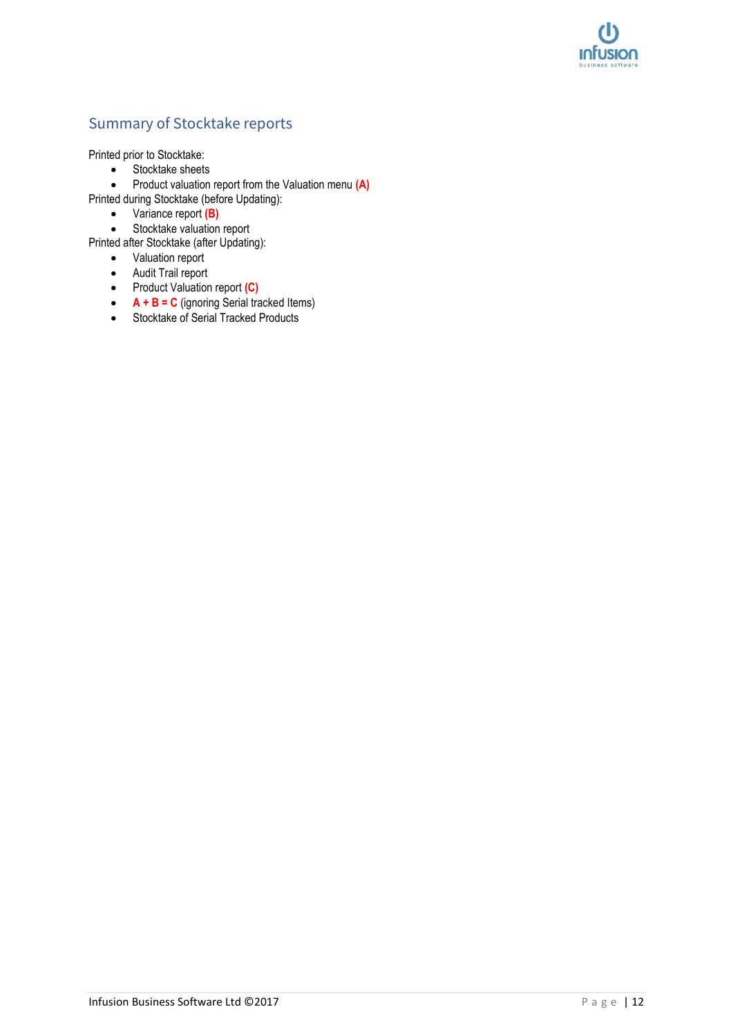## Summary of Stocktake reports

Printed prior to Stocktake:

- Stocktake sheets
- Product valuation report from the Valuation menu **(A)**

Printed during Stocktake (before Updating):

- Variance report **(B)**
- Stocktake valuation report

Printed after Stocktake (after Updating):

- Valuation report
- Audit Trail report
- Product Valuation report **(C)**
- **A + B = C** (ignoring Serial tracked Items)
- Stocktake of Serial Tracked Products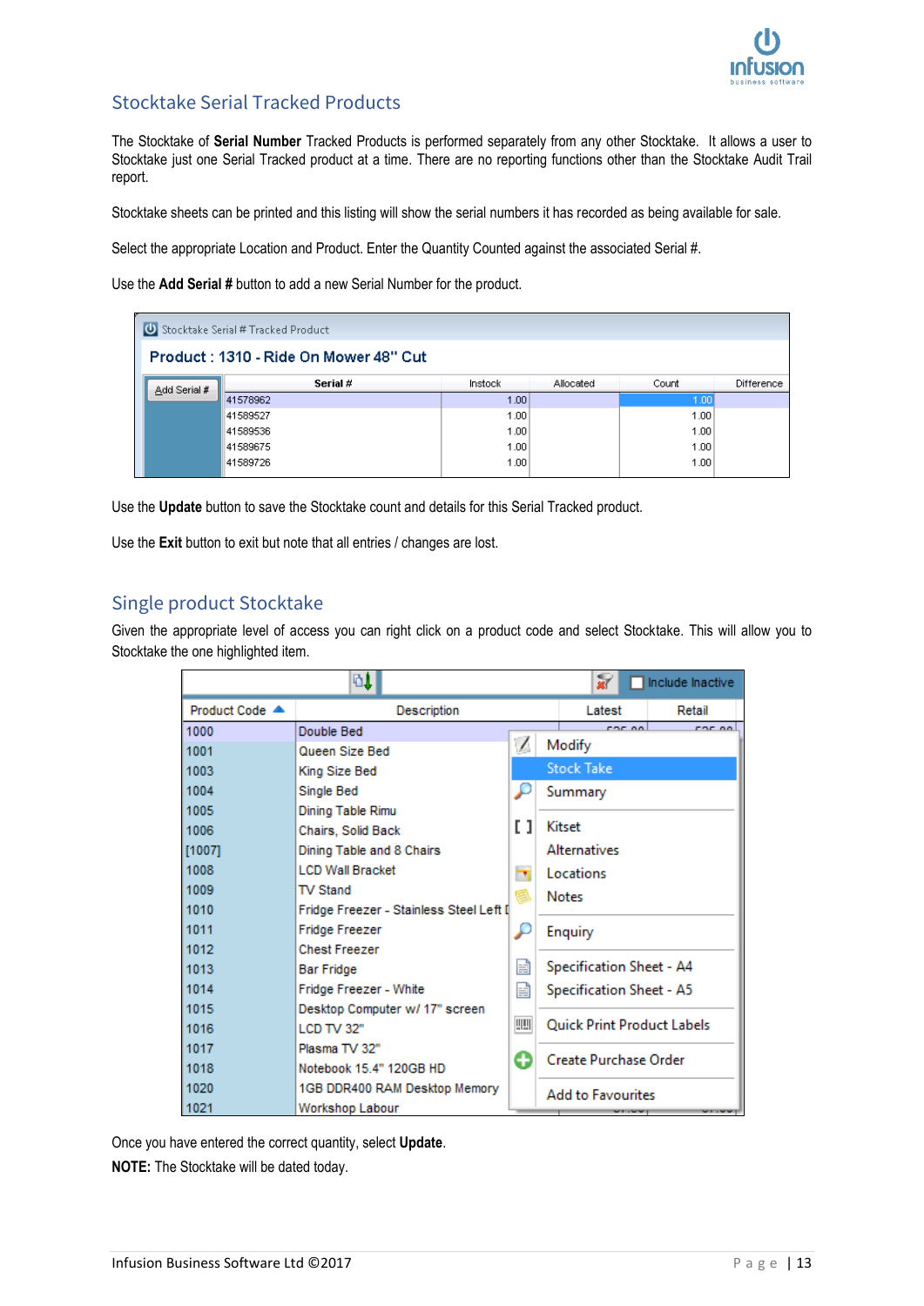## Stocktake Serial Tracked Products

The Stocktake of **Serial Number** Tracked Products is performed separately from any other Stocktake. It allows a user to Stocktake just one Serial Tracked product at a time. There are no reporting functions other than the Stocktake Audit Trail report.

Stocktake sheets can be printed and this listing will show the serial numbers it has recorded as being available for sale.

Select the appropriate Location and Product. Enter the Quantity Counted against the associated Serial #.

Use the **Add Serial #** button to add a new Serial Number for the product.

Stocktake Serial # Tracked Product

**Product : 1310 - Ride On Mower 48" Cut**

| Serial # | Instock | Allocated | Count | Difference |
|---|---|---|---|---|
| 41578962 | 1.00 | | 1.00 | |
| 41589527 | 1.00 | | 1.00 | |
| 41589536 | 1.00 | | 1.00 | |
| 41589675 | 1.00 | | 1.00 | |
| 41589726 | 1.00 | | 1.00 | |

Use the **Update** button to save the Stocktake count and details for this Serial Tracked product.

Use the **Exit** button to exit but note that all entries / changes are lost.

## Single product Stocktake

Given the appropriate level of access you can right click on a product code and select Stocktake. This will allow you to Stocktake the one highlighted item.

| Product Code | Description |
|---|---|
| 1000 | Double Bed |
| 1001 | Queen Size Bed |
| 1003 | King Size Bed |
| 1004 | Single Bed |
| 1005 | Dining Table Rimu |
| 1006 | Chairs, Solid Back |
| [1007] | Dining Table and 8 Chairs |
| 1008 | LCD Wall Bracket |
| 1009 | TV Stand |
| 1010 | Fridge Freezer - Stainless Steel Left |
| 1011 | Fridge Freezer |
| 1012 | Chest Freezer |
| 1013 | Bar Fridge |
| 1014 | Fridge Freezer - White |
| 1015 | Desktop Computer w/ 17" screen |
| 1016 | LCD TV 32" |
| 1017 | Plasma TV 32" |
| 1018 | Notebook 15.4" 120GB HD |
| 1020 | 1GB DDR400 RAM Desktop Memory |
| 1021 | Workshop Labour |

Right-click menu: Modify, Stock Take, Summary, Kitset, Alternatives, Locations, Notes, Enquiry, Specification Sheet - A4, Specification Sheet - A5, Quick Print Product Labels, Create Purchase Order, Add to Favourites

Once you have entered the correct quantity, select **Update**.

**NOTE:** The Stocktake will be dated today.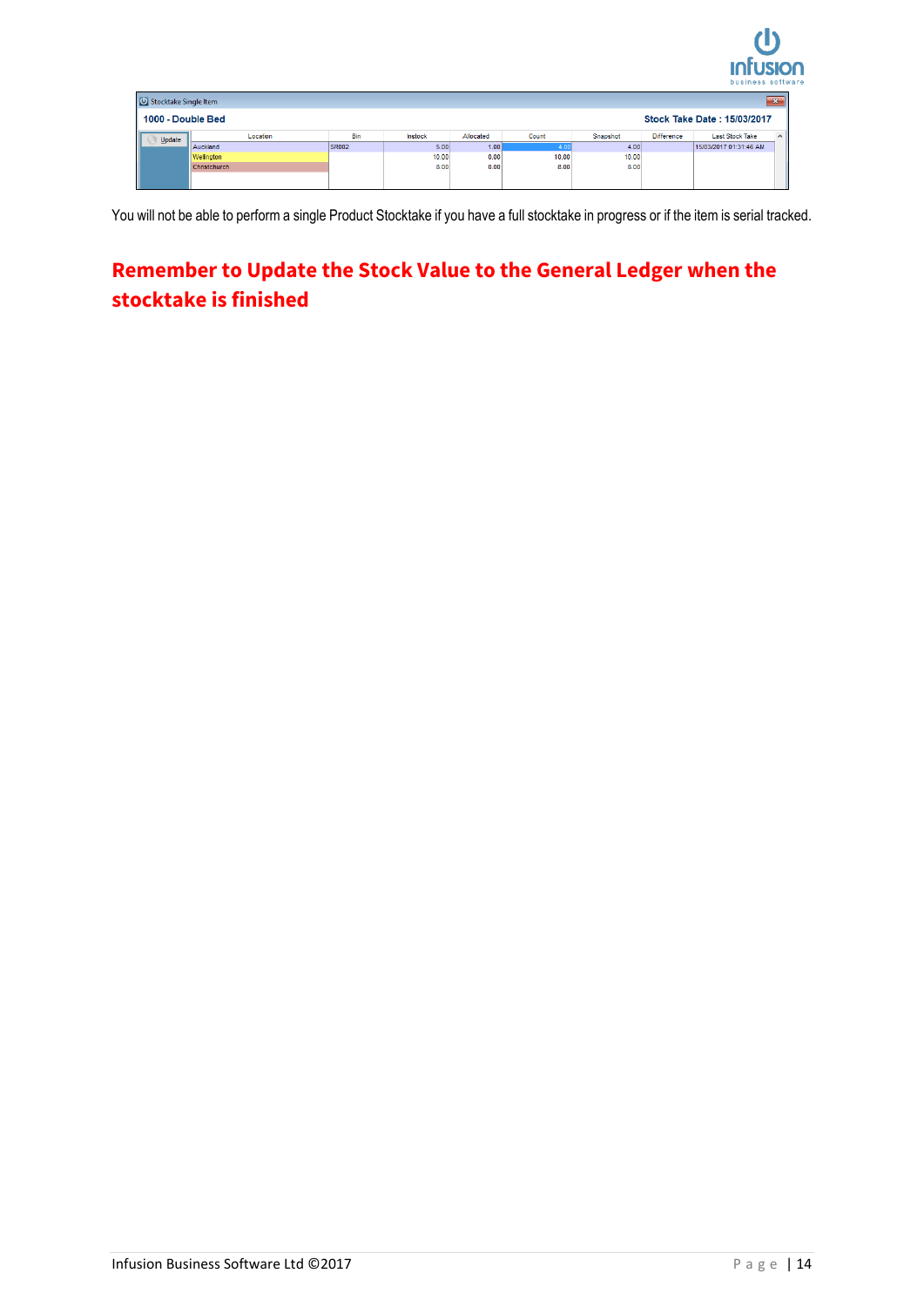Stocktake Single Item

**1000 - Double Bed** **Stock Take Date : 15/03/2017**

Update

| Location | Bin | Instock | Allocated | Count | Snapshot | Difference | Last Stock Take |
|---|---|---|---|---|---|---|---|
| Auckland | SR002 | 5.00 | 1.00 | 4.00 | 4.00 | | 15/03/2017 01:31:46 AM |
| Wellington | | 10.00 | 0.00 | 10.00 | 10.00 | | |
| Christchurch | | 8.00 | 0.00 | 8.00 | 8.00 | | |

You will not be able to perform a single Product Stocktake if you have a full stocktake in progress or if the item is serial tracked.

## Remember to Update the Stock Value to the General Ledger when the stocktake is finished